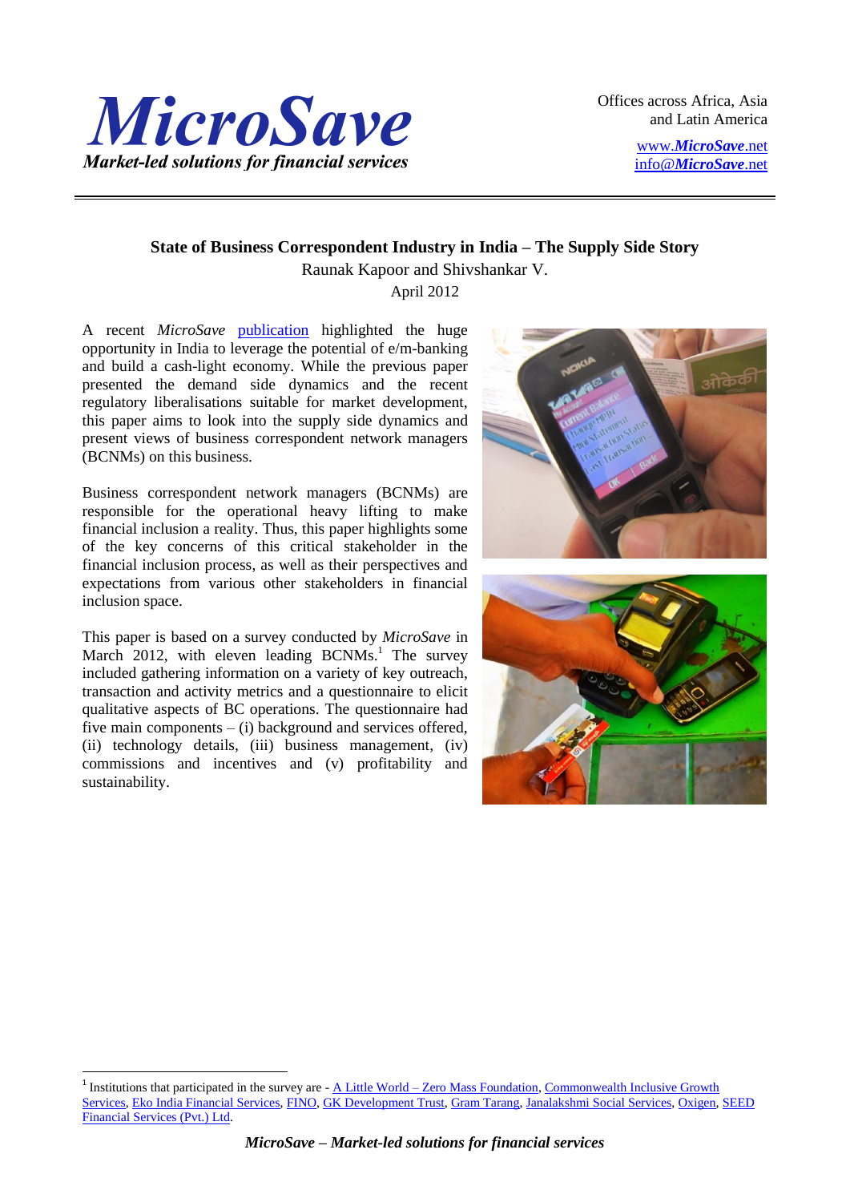# *MicroSave*

*Market-led solutions for financial services*

Offices across Africa, Asia and Latin America

www.*MicroSave*.net
info@*MicroSave*.net

---

**State of Business Correspondent Industry in India – The Supply Side Story**

Raunak Kapoor and Shivshankar V.

April 2012

A recent *MicroSave* publication highlighted the huge opportunity in India to leverage the potential of e/m-banking and build a cash-light economy. While the previous paper presented the demand side dynamics and the recent regulatory liberalisations suitable for market development, this paper aims to look into the supply side dynamics and present views of business correspondent network managers (BCNMs) on this business.

Business correspondent network managers (BCNMs) are responsible for the operational heavy lifting to make financial inclusion a reality. Thus, this paper highlights some of the key concerns of this critical stakeholder in the financial inclusion process, as well as their perspectives and expectations from various other stakeholders in financial inclusion space.

This paper is based on a survey conducted by *MicroSave* in March 2012, with eleven leading BCNMs.[1] The survey included gathering information on a variety of key outreach, transaction and activity metrics and a questionnaire to elicit qualitative aspects of BC operations. The questionnaire had five main components – (i) background and services offered, (ii) technology details, (iii) business management, (iv) commissions and incentives and (v) profitability and sustainability.

---

[1] Institutions that participated in the survey are - A Little World – Zero Mass Foundation, Commonwealth Inclusive Growth Services, Eko India Financial Services, FINO, GK Development Trust, Gram Tarang, Janalakshmi Social Services, Oxigen, SEED Financial Services (Pvt.) Ltd.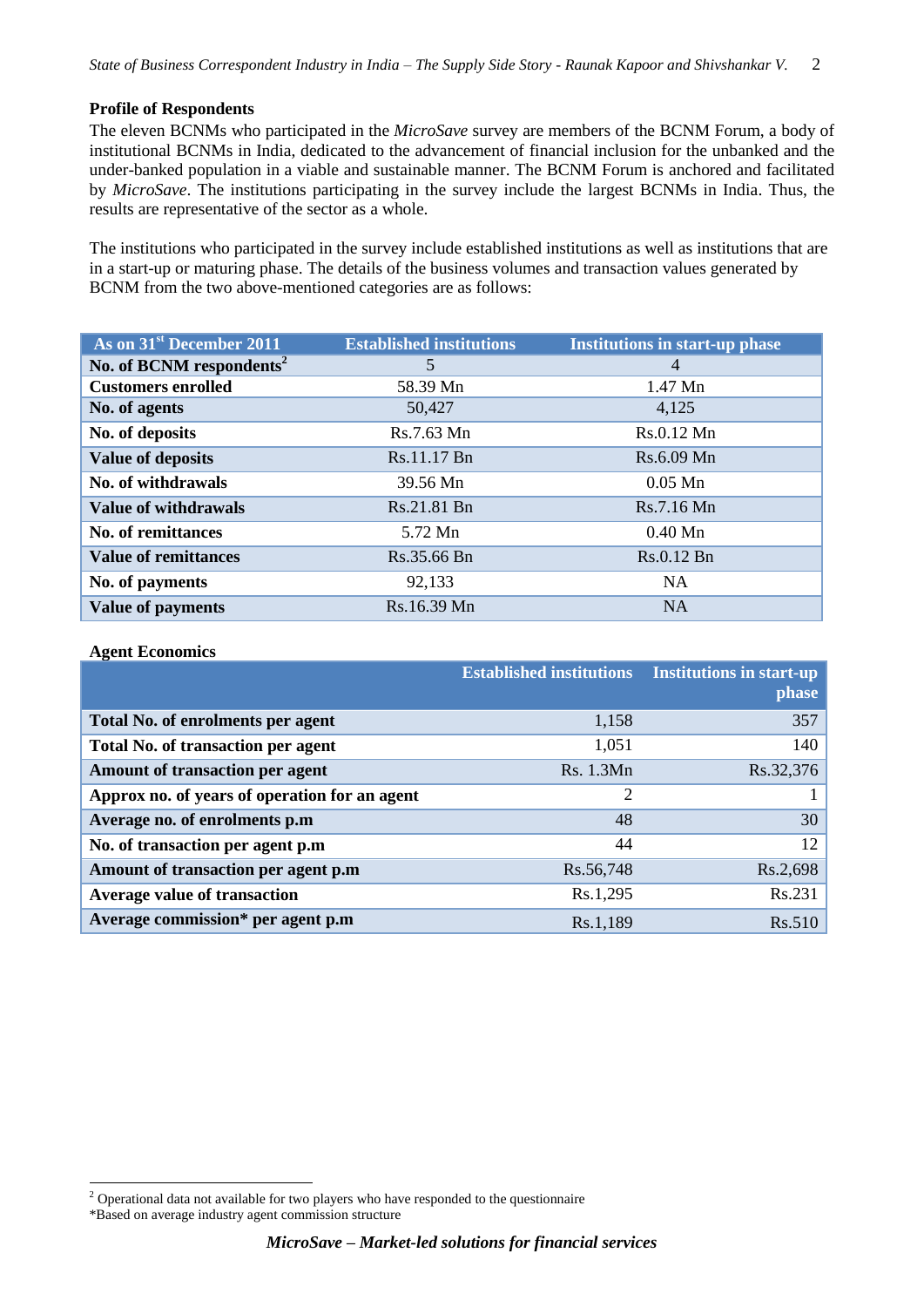**Profile of Respondents**

The eleven BCNMs who participated in the *MicroSave* survey are members of the BCNM Forum, a body of institutional BCNMs in India, dedicated to the advancement of financial inclusion for the unbanked and the under-banked population in a viable and sustainable manner. The BCNM Forum is anchored and facilitated by *MicroSave*. The institutions participating in the survey include the largest BCNMs in India. Thus, the results are representative of the sector as a whole.

The institutions who participated in the survey include established institutions as well as institutions that are in a start-up or maturing phase. The details of the business volumes and transaction values generated by BCNM from the two above-mentioned categories are as follows:

| As on 31st December 2011 | Established institutions | Institutions in start-up phase |
|---|---|---|
| **No. of BCNM respondents**[2] | 5 | 4 |
| **Customers enrolled** | 58.39 Mn | 1.47 Mn |
| **No. of agents** | 50,427 | 4,125 |
| **No. of deposits** | Rs.7.63 Mn | Rs.0.12 Mn |
| **Value of deposits** | Rs.11.17 Bn | Rs.6.09 Mn |
| **No. of withdrawals** | 39.56 Mn | 0.05 Mn |
| **Value of withdrawals** | Rs.21.81 Bn | Rs.7.16 Mn |
| **No. of remittances** | 5.72 Mn | 0.40 Mn |
| **Value of remittances** | Rs.35.66 Bn | Rs.0.12 Bn |
| **No. of payments** | 92,133 | NA |
| **Value of payments** | Rs.16.39 Mn | NA |

**Agent Economics**

| | Established institutions | Institutions in start-up phase |
|---|---|---|
| **Total No. of enrolments per agent** | 1,158 | 357 |
| **Total No. of transaction per agent** | 1,051 | 140 |
| **Amount of transaction per agent** | Rs. 1.3Mn | Rs.32,376 |
| **Approx no. of years of operation for an agent** | 2 | 1 |
| **Average no. of enrolments p.m** | 48 | 30 |
| **No. of transaction per agent p.m** | 44 | 12 |
| **Amount of transaction per agent p.m** | Rs.56,748 | Rs.2,698 |
| **Average value of transaction** | Rs.1,295 | Rs.231 |
| **Average commission* per agent p.m** | Rs.1,189 | Rs.510 |

[2] Operational data not available for two players who have responded to the questionnaire

*Based on average industry agent commission structure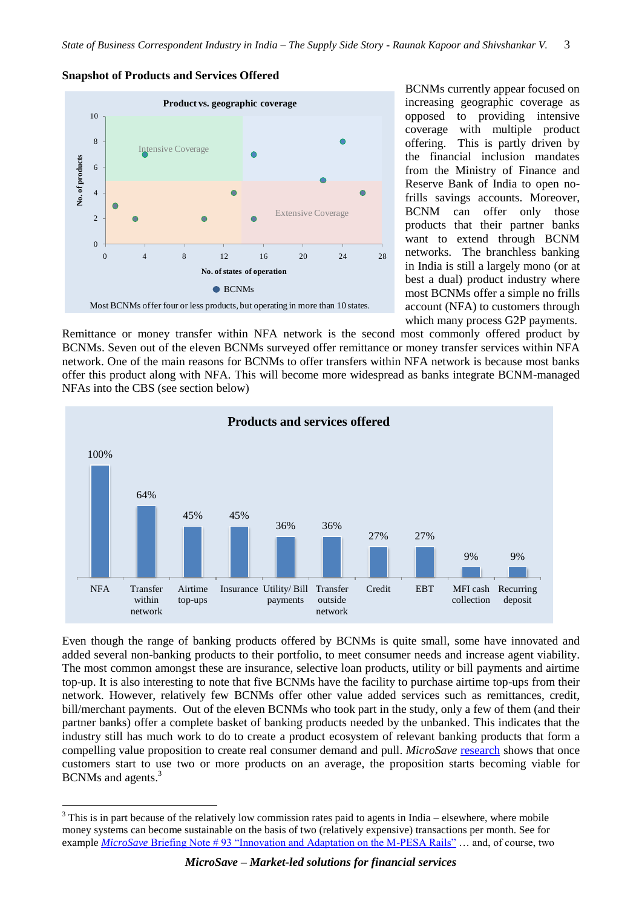**Snapshot of Products and Services Offered**

Product vs. geographic coverage

10
8
6
4
2
0

No. of products

Intensive Coverage

Extensive Coverage

0 4 8 12 16 20 24 28

No. of states of operation

BCNMs

Most BCNMs offer four or less products, but operating in more than 10 states.

BCNMs currently appear focused on increasing geographic coverage as opposed to providing intensive coverage with multiple product offering. This is partly driven by the financial inclusion mandates from the Ministry of Finance and Reserve Bank of India to open no-frills savings accounts. Moreover, BCNM can offer only those products that their partner banks want to extend through BCNM networks. The branchless banking in India is still a largely mono (or at best a dual) product industry where most BCNMs offer a simple no frills account (NFA) to customers through which many process G2P payments.

Remittance or money transfer within NFA network is the second most commonly offered product by BCNMs. Seven out of the eleven BCNMs surveyed offer remittance or money transfer services within NFA network. One of the main reasons for BCNMs to offer transfers within NFA network is because most banks offer this product along with NFA. This will become more widespread as banks integrate BCNM-managed NFAs into the CBS (see section below)

Products and services offered

100%
64%
45%
45%
36%
36%
27%
27%
9%
9%

NFA
Transfer within network
Airtime top-ups
Insurance
Utility/ Bill payments
Transfer outside network
Credit
EBT
MFI cash collection
Recurring deposit

Even though the range of banking products offered by BCNMs is quite small, some have innovated and added several non-banking products to their portfolio, to meet consumer needs and increase agent viability. The most common amongst these are insurance, selective loan products, utility or bill payments and airtime top-up. It is also interesting to note that five BCNMs have the facility to purchase airtime top-ups from their network. However, relatively few BCNMs offer other value added services such as remittances, credit, bill/merchant payments. Out of the eleven BCNMs who took part in the study, only a few of them (and their partner banks) offer a complete basket of banking products needed by the unbanked. This indicates that the industry still has much work to do to create a product ecosystem of relevant banking products that form a compelling value proposition to create real consumer demand and pull. *MicroSave* research shows that once customers start to use two or more products on an average, the proposition starts becoming viable for BCNMs and agents.[3]

[3] This is in part because of the relatively low commission rates paid to agents in India – elsewhere, where mobile money systems can become sustainable on the basis of two (relatively expensive) transactions per month. See for example *MicroSave* Briefing Note # 93 "Innovation and Adaptation on the M-PESA Rails" … and, of course, two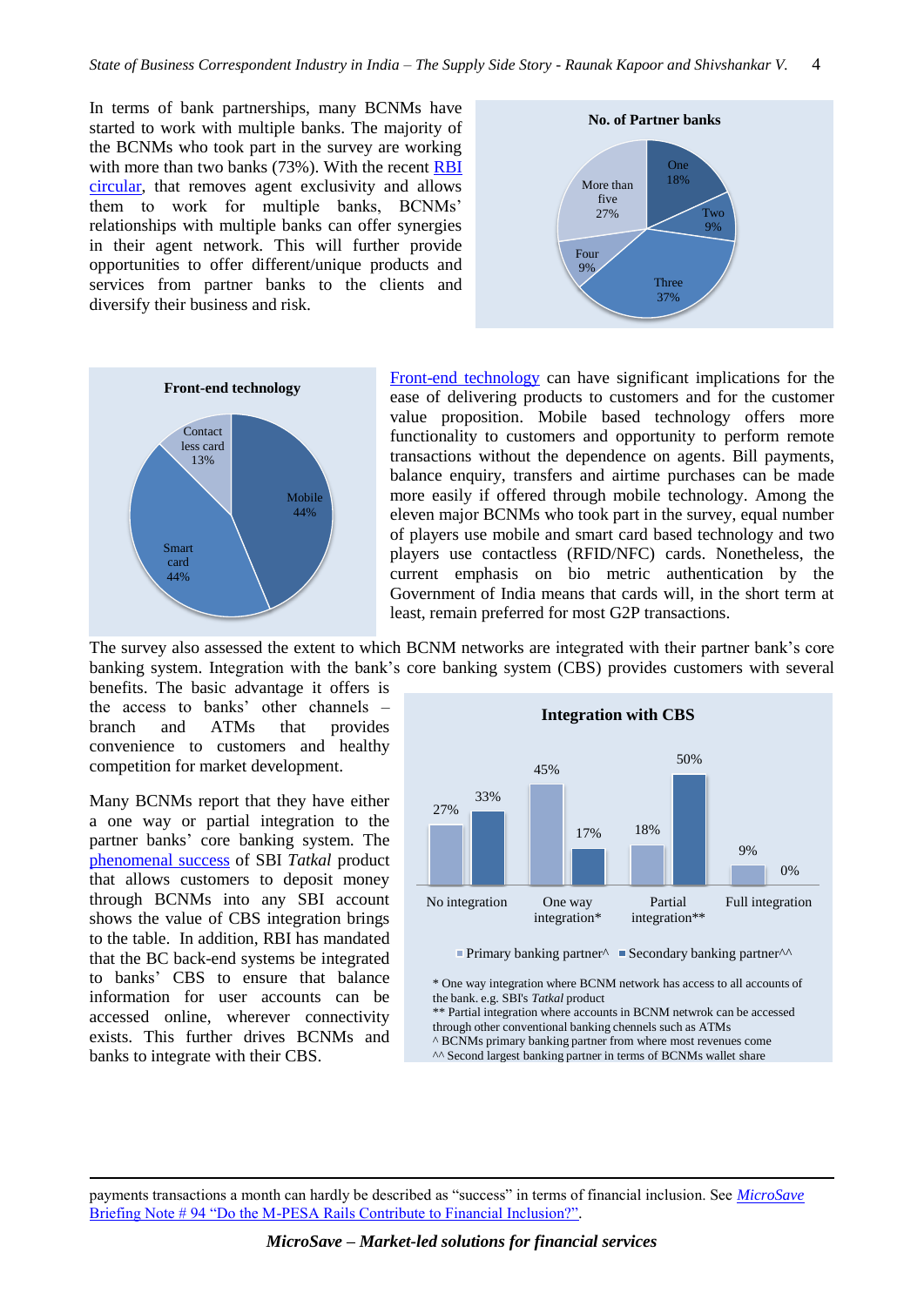In terms of bank partnerships, many BCNMs have started to work with multiple banks. The majority of the BCNMs who took part in the survey are working with more than two banks (73%). With the recent [RBI circular](), that removes agent exclusivity and allows them to work for multiple banks, BCNMs' relationships with multiple banks can offer synergies in their agent network. This will further provide opportunities to offer different/unique products and services from partner banks to the clients and diversify their business and risk.

**No. of Partner banks**

One 18%
Two 9%
Three 37%
Four 9%
More than five 27%

**Front-end technology**

Mobile 44%
Smart card 44%
Contact less card 13%

[Front-end technology]() can have significant implications for the ease of delivering products to customers and for the customer value proposition. Mobile based technology offers more functionality to customers and opportunity to perform remote transactions without the dependence on agents. Bill payments, balance enquiry, transfers and airtime purchases can be made more easily if offered through mobile technology. Among the eleven major BCNMs who took part in the survey, equal number of players use mobile and smart card based technology and two players use contactless (RFID/NFC) cards. Nonetheless, the current emphasis on bio metric authentication by the Government of India means that cards will, in the short term at least, remain preferred for most G2P transactions.

The survey also assessed the extent to which BCNM networks are integrated with their partner bank's core banking system. Integration with the bank's core banking system (CBS) provides customers with several benefits. The basic advantage it offers is the access to banks' other channels – branch and ATMs that provides convenience to customers and healthy competition for market development.

Many BCNMs report that they have either a one way or partial integration to the partner banks' core banking system. The [phenomenal success]() of SBI *Tatkal* product that allows customers to deposit money through BCNMs into any SBI account shows the value of CBS integration brings to the table. In addition, RBI has mandated that the BC back-end systems be integrated to banks' CBS to ensure that balance information for user accounts can be accessed online, wherever connectivity exists. This further drives BCNMs and banks to integrate with their CBS.

**Integration with CBS**

No integration: 27%, 33%
One way integration*: 45%, 17%
Partial integration**: 18%, 50%
Full integration: 9%, 0%

Primary banking partner^ ■ Secondary banking partner^^

\* One way integration where BCNM network has access to all accounts of the bank. e.g. SBI's *Tatkal* product
\*\* Partial integration where accounts in BCNM netwrok can be accessed through other conventional banking chennels such as ATMs
^ BCNMs primary banking partner from where most revenues come
^^ Second largest banking partner in terms of BCNMs wallet share

---

payments transactions a month can hardly be described as "success" in terms of financial inclusion. See [*MicroSave* Briefing Note # 94 "Do the M-PESA Rails Contribute to Financial Inclusion?"]().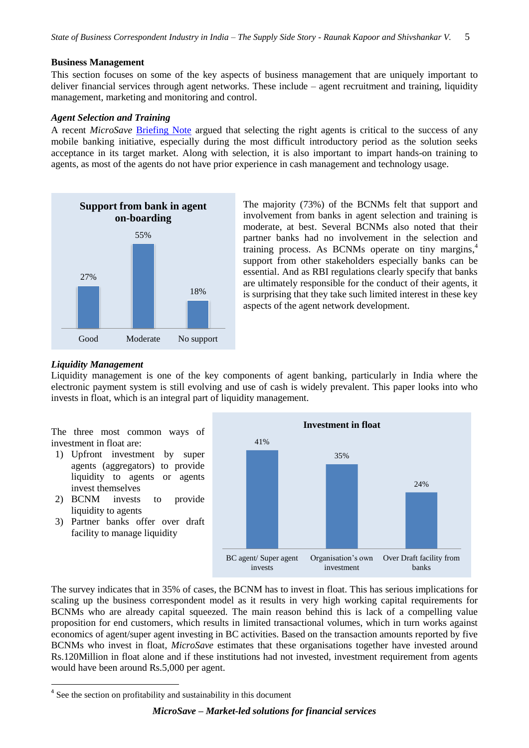## Business Management

This section focuses on some of the key aspects of business management that are uniquely important to deliver financial services through agent networks. These include – agent recruitment and training, liquidity management, marketing and monitoring and control.

### *Agent Selection and Training*

A recent *MicroSave* Briefing Note argued that selecting the right agents is critical to the success of any mobile banking initiative, especially during the most difficult introductory period as the solution seeks acceptance in its target market. Along with selection, it is also important to impart hands-on training to agents, as most of the agents do not have prior experience in cash management and technology usage.

**Support from bank in agent on-boarding**

27%
55%
18%
Good
Moderate
No support

The majority (73%) of the BCNMs felt that support and involvement from banks in agent selection and training is moderate, at best. Several BCNMs also noted that their partner banks had no involvement in the selection and training process. As BCNMs operate on tiny margins,[4] support from other stakeholders especially banks can be essential. And as RBI regulations clearly specify that banks are ultimately responsible for the conduct of their agents, it is surprising that they take such limited interest in these key aspects of the agent network development.

### *Liquidity Management*

Liquidity management is one of the key components of agent banking, particularly in India where the electronic payment system is still evolving and use of cash is widely prevalent. This paper looks into who invests in float, which is an integral part of liquidity management.

The three most common ways of investment in float are:

1) Upfront investment by super agents (aggregators) to provide liquidity to agents or agents invest themselves
2) BCNM invests to provide liquidity to agents
3) Partner banks offer over draft facility to manage liquidity

**Investment in float**

41%
35%
24%
BC agent/ Super agent invests
Organisation's own investment
Over Draft facility from banks

The survey indicates that in 35% of cases, the BCNM has to invest in float. This has serious implications for scaling up the business correspondent model as it results in very high working capital requirements for BCNMs who are already capital squeezed. The main reason behind this is lack of a compelling value proposition for end customers, which results in limited transactional volumes, which in turn works against economics of agent/super agent investing in BC activities. Based on the transaction amounts reported by five BCNMs who invest in float, *MicroSave* estimates that these organisations together have invested around Rs.120Million in float alone and if these institutions had not invested, investment requirement from agents would have been around Rs.5,000 per agent.

[4] See the section on profitability and sustainability in this document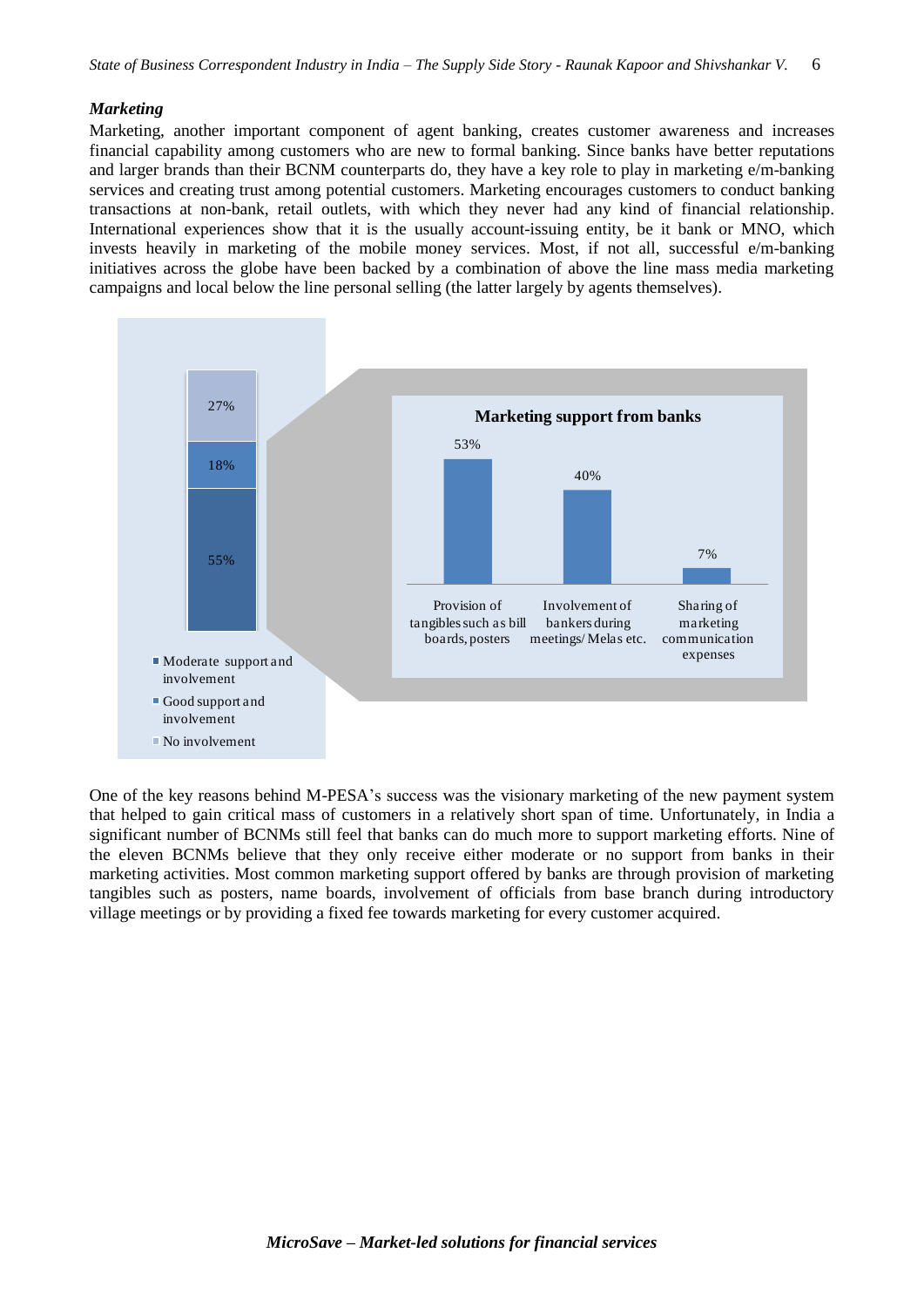***Marketing***

Marketing, another important component of agent banking, creates customer awareness and increases financial capability among customers who are new to formal banking. Since banks have better reputations and larger brands than their BCNM counterparts do, they have a key role to play in marketing e/m-banking services and creating trust among potential customers. Marketing encourages customers to conduct banking transactions at non-bank, retail outlets, with which they never had any kind of financial relationship. International experiences show that it is the usually account-issuing entity, be it bank or MNO, which invests heavily in marketing of the mobile money services. Most, if not all, successful e/m-banking initiatives across the globe have been backed by a combination of above the line mass media marketing campaigns and local below the line personal selling (the latter largely by agents themselves).

| Support level | % |
|---|---|
| No involvement | 27% |
| Good support and involvement | 18% |
| Moderate support and involvement | 55% |

**Marketing support from banks**

| Type of support | % |
|---|---|
| Provision of tangibles such as bill boards, posters | 53% |
| Involvement of bankers during meetings/ Melas etc. | 40% |
| Sharing of marketing communication expenses | 7% |

One of the key reasons behind M-PESA's success was the visionary marketing of the new payment system that helped to gain critical mass of customers in a relatively short span of time. Unfortunately, in India a significant number of BCNMs still feel that banks can do much more to support marketing efforts. Nine of the eleven BCNMs believe that they only receive either moderate or no support from banks in their marketing activities. Most common marketing support offered by banks are through provision of marketing tangibles such as posters, name boards, involvement of officials from base branch during introductory village meetings or by providing a fixed fee towards marketing for every customer acquired.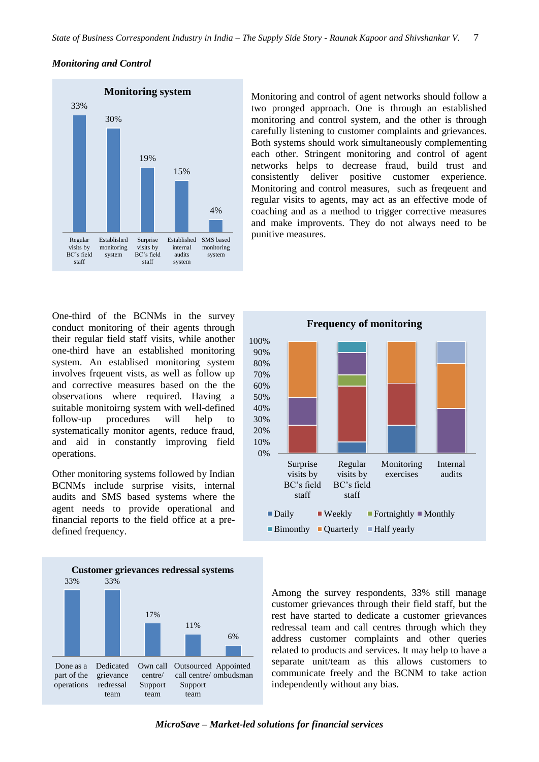### *Monitoring and Control*

**Monitoring system**

33%
30%
19%
15%
4%

Regular visits by BC's field staff
Established monitoring system
Surprise visits by BC's field staff
Established internal audits system
SMS based monitoring system

Monitoring and control of agent networks should follow a two pronged approach. One is through an established monitoring and control system, and the other is through carefully listening to customer complaints and grievances. Both systems should work simultaneously complementing each other. Stringent monitoring and control of agent networks helps to decrease fraud, build trust and consistently deliver positive customer experience. Monitoring and control measures, such as freqeuent and regular visits to agents, may act as an effective mode of coaching and as a method to trigger corrective measures and make improvents. They do not always need to be punitive measures.

One-third of the BCNMs in the survey conduct monitoring of their agents through their regular field staff visits, while another one-third have an established monitoring system. An establised monitoring system involves frqeuent vists, as well as follow up and corrective measures based on the the observations where required. Having a suitable monitoirng system with well-defined follow-up procedures will help to systematically monitor agents, reduce fraud, and aid in constantly improving field operations.

Other monitoring systems followed by Indian BCNMs include surprise visits, internal audits and SMS based systems where the agent needs to provide operational and financial reports to the field office at a pre-defined frequency.

**Frequency of monitoring**

100%
90%
80%
70%
60%
50%
40%
30%
20%
10%
0%

Surprise visits by BC's field staff
Regular visits by BC's field staff
Monitoring exercises
Internal audits

Daily, Weekly, Fortnightly, Monthly, Bimonthy, Quarterly, Half yearly

**Customer grievances redressal systems**

33%
33%
17%
11%
6%

Done as a part of the operations
Dedicated grievance redressal team
Own call centre/ Support team
Outsourced call centre/ Support team
Appointed ombudsman

Among the survey respondents, 33% still manage customer grievances through their field staff, but the rest have started to dedicate a customer grievances redressal team and call centres through which they address customer complaints and other queries related to products and services. It may help to have a separate unit/team as this allows customers to communicate freely and the BCNM to take action independently without any bias.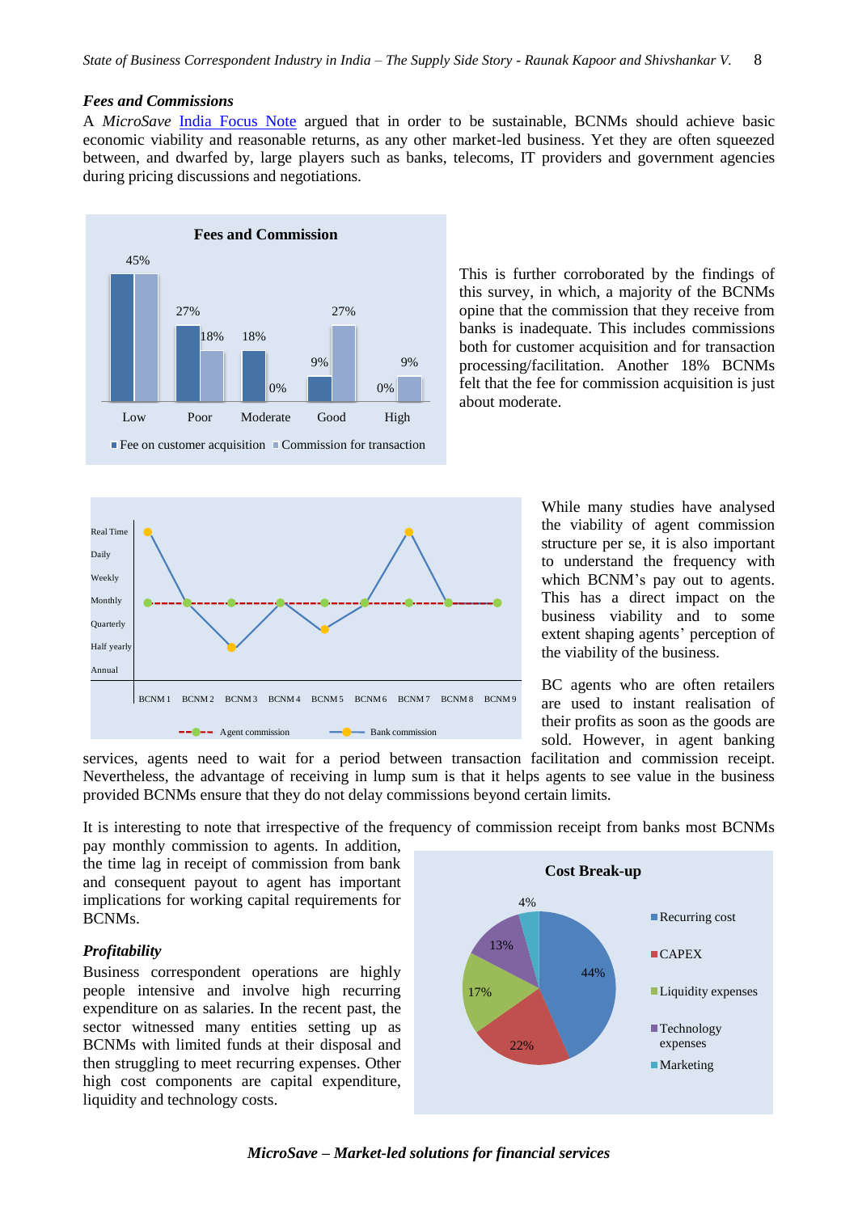### *Fees and Commissions*

A *MicroSave* India Focus Note argued that in order to be sustainable, BCNMs should achieve basic economic viability and reasonable returns, as any other market-led business. Yet they are often squeezed between, and dwarfed by, large players such as banks, telecoms, IT providers and government agencies during pricing discussions and negotiations.

**Fees and Commission**

45%
27%
18%
18%
0%
9%
27%
0%
9%

Low
Poor
Moderate
Good
High

Fee on customer acquisition
Commission for transaction

This is further corroborated by the findings of this survey, in which, a majority of the BCNMs opine that the commission that they receive from banks is inadequate. This includes commissions both for customer acquisition and for transaction processing/facilitation. Another 18% BCNMs felt that the fee for commission acquisition is just about moderate.

Real Time
Daily
Weekly
Monthly
Quarterly
Half yearly
Annual

BCNM 1
BCNM 2
BCNM 3
BCNM 4
BCNM 5
BCNM 6
BCNM 7
BCNM 8
BCNM 9

Agent commission
Bank commission

While many studies have analysed the viability of agent commission structure per se, it is also important to understand the frequency with which BCNM's pay out to agents. This has a direct impact on the business viability and to some extent shaping agents' perception of the viability of the business.

BC agents who are often retailers are used to instant realisation of their profits as soon as the goods are sold. However, in agent banking services, agents need to wait for a period between transaction facilitation and commission receipt. Nevertheless, the advantage of receiving in lump sum is that it helps agents to see value in the business provided BCNMs ensure that they do not delay commissions beyond certain limits.

It is interesting to note that irrespective of the frequency of commission receipt from banks most BCNMs pay monthly commission to agents. In addition, the time lag in receipt of commission from bank and consequent payout to agent has important implications for working capital requirements for BCNMs.

### *Profitability*

Business correspondent operations are highly people intensive and involve high recurring expenditure on as salaries. In the recent past, the sector witnessed many entities setting up as BCNMs with limited funds at their disposal and then struggling to meet recurring expenses. Other high cost components are capital expenditure, liquidity and technology costs.

**Cost Break-up**

44%
22%
17%
13%
4%

Recurring cost
CAPEX
Liquidity expenses
Technology expenses
Marketing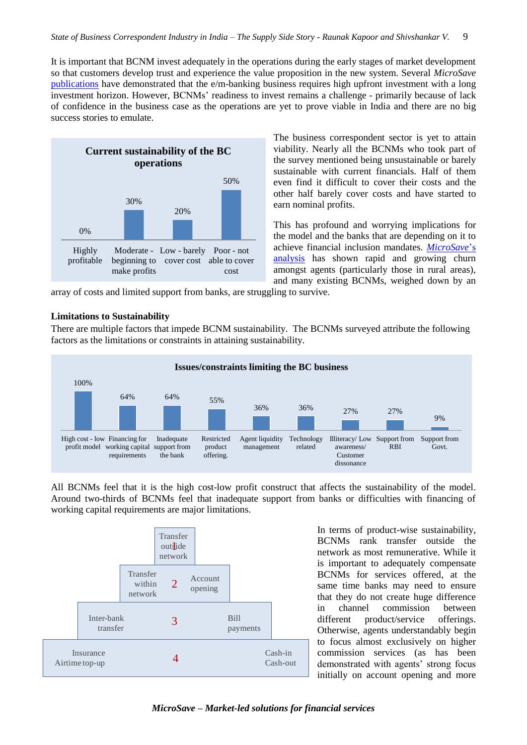It is important that BCNM invest adequately in the operations during the early stages of market development so that customers develop trust and experience the value proposition in the new system. Several *MicroSave* publications have demonstrated that the e/m-banking business requires high upfront investment with a long investment horizon. However, BCNMs' readiness to invest remains a challenge - primarily because of lack of confidence in the business case as the operations are yet to prove viable in India and there are no big success stories to emulate.

**Current sustainability of the BC operations**

0%
Highly profitable

30%
Moderate - beginning to make profits

20%
Low - barely cover cost

50%
Poor - not able to cover cost

The business correspondent sector is yet to attain viability. Nearly all the BCNMs who took part of the survey mentioned being unsustainable or barely sustainable with current financials. Half of them even find it difficult to cover their costs and the other half barely cover costs and have started to earn nominal profits.

This has profound and worrying implications for the model and the banks that are depending on it to achieve financial inclusion mandates. *MicroSave*'s analysis has shown rapid and growing churn amongst agents (particularly those in rural areas), and many existing BCNMs, weighed down by an array of costs and limited support from banks, are struggling to survive.

**Limitations to Sustainability**

There are multiple factors that impede BCNM sustainability. The BCNMs surveyed attribute the following factors as the limitations or constraints in attaining sustainability.

**Issues/constraints limiting the BC business**

100%
High cost - low profit model

64%
Financing for working capital requirements

64%
Inadequate support from the bank

55%
Restricted product offering.

36%
Agent liquidity management

36%
Technology related

27%
Illiteracy/ Low awareness/ Customer dissonance

27%
Support from RBI

9%
Support from Govt.

All BCNMs feel that it is the high cost-low profit construct that affects the sustainability of the model. Around two-thirds of BCNMs feel that inadequate support from banks or difficulties with financing of working capital requirements are major limitations.

1
Transfer outside network

2
Transfer within network
Account opening

3
Inter-bank transfer
Bill payments

4
Insurance
Airtime top-up
Cash-in
Cash-out

In terms of product-wise sustainability, BCNMs rank transfer outside the network as most remunerative. While it is important to adequately compensate BCNMs for services offered, at the same time banks may need to ensure that they do not create huge difference in channel commission between different product/service offerings. Otherwise, agents understandably begin to focus almost exclusively on higher commission services (as has been demonstrated with agents' strong focus initially on account opening and more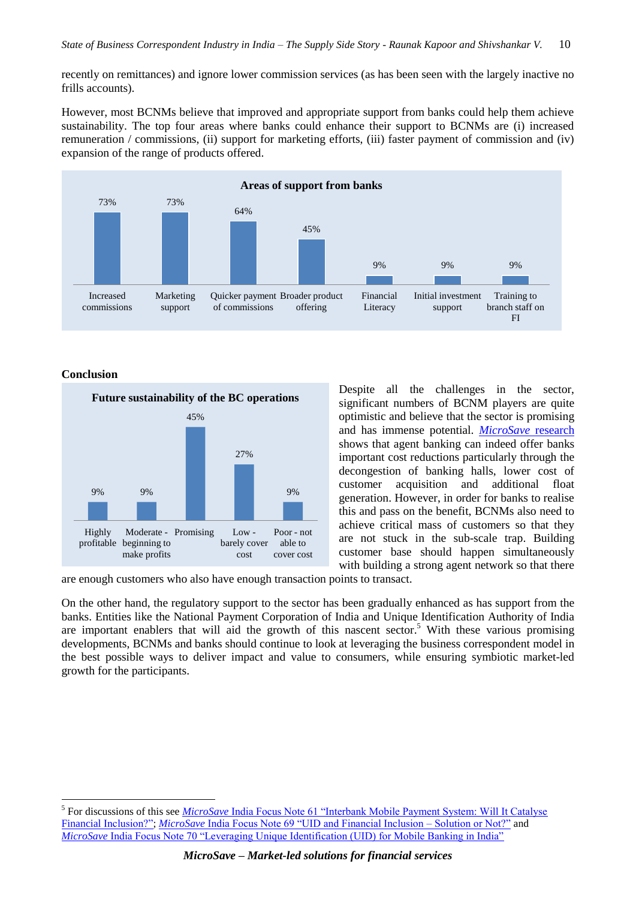recently on remittances) and ignore lower commission services (as has been seen with the largely inactive no frills accounts).

However, most BCNMs believe that improved and appropriate support from banks could help them achieve sustainability. The top four areas where banks could enhance their support to BCNMs are (i) increased remuneration / commissions, (ii) support for marketing efforts, (iii) faster payment of commission and (iv) expansion of the range of products offered.

**Areas of support from banks**

73%
73%
64%
45%
9%
9%
9%

Increased commissions
Marketing support
Quicker payment of commissions
Broader product offering
Financial Literacy
Initial investment support
Training to branch staff on FI

## Conclusion

**Future sustainability of the BC operations**

9%
9%
45%
27%
9%

Highly profitable
Moderate - beginning to make profits
Promising
Low - barely cover cost
Poor - not able to cover cost

Despite all the challenges in the sector, significant numbers of BCNM players are quite optimistic and believe that the sector is promising and has immense potential. *MicroSave* research shows that agent banking can indeed offer banks important cost reductions particularly through the decongestion of banking halls, lower cost of customer acquisition and additional float generation. However, in order for banks to realise this and pass on the benefit, BCNMs also need to achieve critical mass of customers so that they are not stuck in the sub-scale trap. Building customer base should happen simultaneously with building a strong agent network so that there are enough customers who also have enough transaction points to transact.

On the other hand, the regulatory support to the sector has been gradually enhanced as has support from the banks. Entities like the National Payment Corporation of India and Unique Identification Authority of India are important enablers that will aid the growth of this nascent sector.[5] With these various promising developments, BCNMs and banks should continue to look at leveraging the business correspondent model in the best possible ways to deliver impact and value to consumers, while ensuring symbiotic market-led growth for the participants.

[5] For discussions of this see *MicroSave* India Focus Note 61 "Interbank Mobile Payment System: Will It Catalyse Financial Inclusion?"; *MicroSave* India Focus Note 69 "UID and Financial Inclusion – Solution or Not?" and *MicroSave* India Focus Note 70 "Leveraging Unique Identification (UID) for Mobile Banking in India"